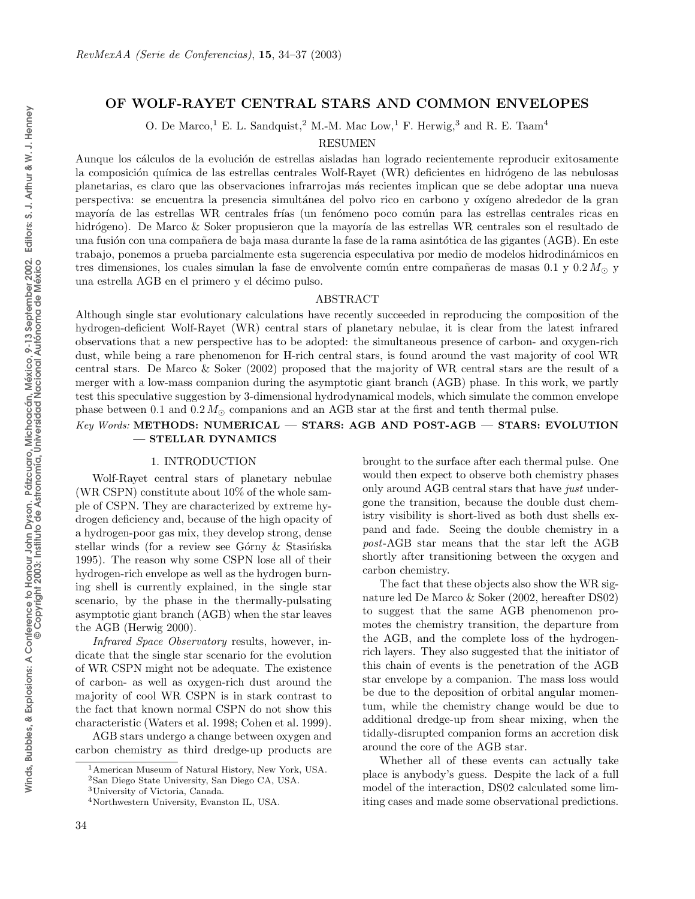# OF WOLF-RAYET CENTRAL STARS AND COMMON ENVELOPES

O. De Marco,[1] E. L. Sandquist,[2] M.-M. Mac Low,[1] F. Herwig,[3] and R. E. Taam[4]

## RESUMEN

Aunque los cálculos de la evolución de estrellas aisladas han logrado recientemente reproducir exitosamente la composición química de las estrellas centrales Wolf-Rayet (WR) deficientes en hidrógeno de las nebulosas planetarias, es claro que las observaciones infrarrojas más recientes implican que se debe adoptar una nueva perspectiva: se encuentra la presencia simultánea del polvo rico en carbono y oxígeno alrededor de la gran mayoría de las estrellas WR centrales frías (un fenómeno poco común para las estrellas centrales ricas en hidrógeno). De Marco & Soker propusieron que la mayoría de las estrellas WR centrales son el resultado de una fusión con una compañera de baja masa durante la fase de la rama asintótica de las gigantes (AGB). En este trabajo, ponemos a prueba parcialmente esta sugerencia especulativa por medio de modelos hidrodinámicos en tres dimensiones, los cuales simulan la fase de envolvente común entre compañeras de masas 0.1 y 0.2 $M_\odot$ y una estrella AGB en el primero y el décimo pulso.

## ABSTRACT

Although single star evolutionary calculations have recently succeeded in reproducing the composition of the hydrogen-deficient Wolf-Rayet (WR) central stars of planetary nebulae, it is clear from the latest infrared observations that a new perspective has to be adopted: the simultaneous presence of carbon- and oxygen-rich dust, while being a rare phenomenon for H-rich central stars, is found around the vast majority of cool WR central stars. De Marco & Soker (2002) proposed that the majority of WR central stars are the result of a merger with a low-mass companion during the asymptotic giant branch (AGB) phase. In this work, we partly test this speculative suggestion by 3-dimensional hydrodynamical models, which simulate the common envelope phase between 0.1 and 0.2 $M_\odot$ companions and an AGB star at the first and tenth thermal pulse.

*Key Words:* **METHODS: NUMERICAL — STARS: AGB AND POST-AGB — STARS: EVOLUTION — STELLAR DYNAMICS**

## 1. INTRODUCTION

Wolf-Rayet central stars of planetary nebulae (WR CSPN) constitute about 10% of the whole sample of CSPN. They are characterized by extreme hydrogen deficiency and, because of the high opacity of a hydrogen-poor gas mix, they develop strong, dense stellar winds (for a review see Górny & Stasińska 1995). The reason why some CSPN lose all of their hydrogen-rich envelope as well as the hydrogen burning shell is currently explained, in the single star scenario, by the phase in the thermally-pulsating asymptotic giant branch (AGB) when the star leaves the AGB (Herwig 2000).

*Infrared Space Observatory* results, however, indicate that the single star scenario for the evolution of WR CSPN might not be adequate. The existence of carbon- as well as oxygen-rich dust around the majority of cool WR CSPN is in stark contrast to the fact that known normal CSPN do not show this characteristic (Waters et al. 1998; Cohen et al. 1999).

AGB stars undergo a change between oxygen and carbon chemistry as third dredge-up products are brought to the surface after each thermal pulse. One would then expect to observe both chemistry phases only around AGB central stars that have *just* undergone the transition, because the double dust chemistry visibility is short-lived as both dust shells expand and fade. Seeing the double chemistry in a *post*-AGB star means that the star left the AGB shortly after transitioning between the oxygen and carbon chemistry.

The fact that these objects also show the WR signature led De Marco & Soker (2002, hereafter DS02) to suggest that the same AGB phenomenon promotes the chemistry transition, the departure from the AGB, and the complete loss of the hydrogen-rich layers. They also suggested that the initiator of this chain of events is the penetration of the AGB star envelope by a companion. The mass loss would be due to the deposition of orbital angular momentum, while the chemistry change would be due to additional dredge-up from shear mixing, when the tidally-disrupted companion forms an accretion disk around the core of the AGB star.

Whether all of these events can actually take place is anybody's guess. Despite the lack of a full model of the interaction, DS02 calculated some limiting cases and made some observational predictions.

[1] American Museum of Natural History, New York, USA.
[2] San Diego State University, San Diego CA, USA.
[3] University of Victoria, Canada.
[4] Northwestern University, Evanston IL, USA.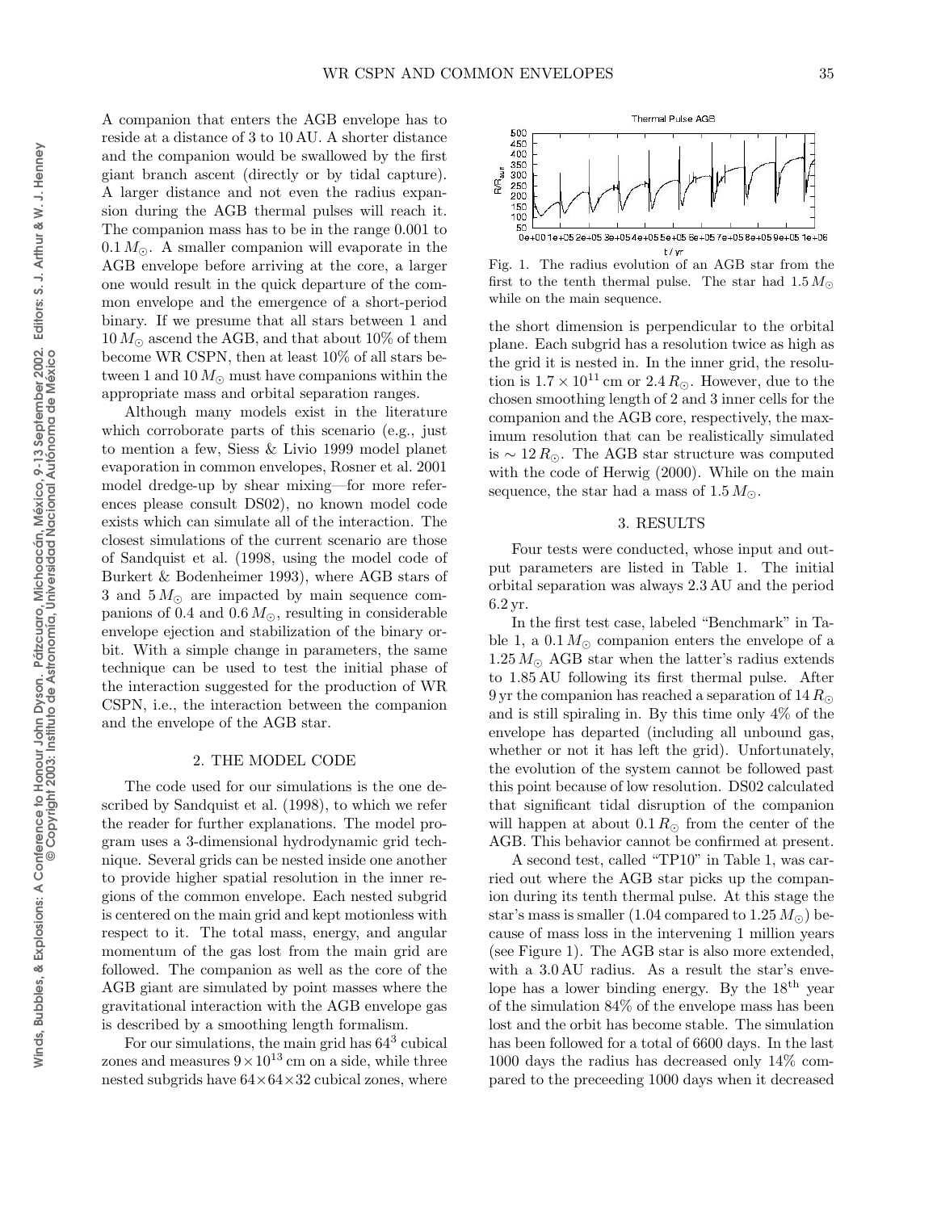A companion that enters the AGB envelope has to reside at a distance of 3 to 10 AU. A shorter distance and the companion would be swallowed by the first giant branch ascent (directly or by tidal capture). A larger distance and not even the radius expansion during the AGB thermal pulses will reach it. The companion mass has to be in the range 0.001 to $0.1\,M_{\odot}$. A smaller companion will evaporate in the AGB envelope before arriving at the core, a larger one would result in the quick departure of the common envelope and the emergence of a short-period binary. If we presume that all stars between 1 and $10\,M_{\odot}$ ascend the AGB, and that about 10% of them become WR CSPN, then at least 10% of all stars between 1 and $10\,M_{\odot}$ must have companions within the appropriate mass and orbital separation ranges.

Although many models exist in the literature which corroborate parts of this scenario (e.g., just to mention a few, Siess & Livio 1999 model planet evaporation in common envelopes, Rosner et al. 2001 model dredge-up by shear mixing—for more references please consult DS02), no known model code exists which can simulate all of the interaction. The closest simulations of the current scenario are those of Sandquist et al. (1998, using the model code of Burkert & Bodenheimer 1993), where AGB stars of 3 and $5\,M_{\odot}$ are impacted by main sequence companions of 0.4 and $0.6\,M_{\odot}$, resulting in considerable envelope ejection and stabilization of the binary orbit. With a simple change in parameters, the same technique can be used to test the initial phase of the interaction suggested for the production of WR CSPN, i.e., the interaction between the companion and the envelope of the AGB star.

## 2. THE MODEL CODE

The code used for our simulations is the one described by Sandquist et al. (1998), to which we refer the reader for further explanations. The model program uses a 3-dimensional hydrodynamic grid technique. Several grids can be nested inside one another to provide higher spatial resolution in the inner regions of the common envelope. Each nested subgrid is centered on the main grid and kept motionless with respect to it. The total mass, energy, and angular momentum of the gas lost from the main grid are followed. The companion as well as the core of the AGB giant are simulated by point masses where the gravitational interaction with the AGB envelope gas is described by a smoothing length formalism.

For our simulations, the main grid has $64^3$ cubical zones and measures $9 \times 10^{13}$ cm on a side, while three nested subgrids have $64 \times 64 \times 32$ cubical zones, where the short dimension is perpendicular to the orbital plane. Each subgrid has a resolution twice as high as the grid it is nested in. In the inner grid, the resolution is $1.7 \times 10^{11}$ cm or $2.4\,R_{\odot}$. However, due to the chosen smoothing length of 2 and 3 inner cells for the companion and the AGB core, respectively, the maximum resolution that can be realistically simulated is $\sim 12\,R_{\odot}$. The AGB star structure was computed with the code of Herwig (2000). While on the main sequence, the star had a mass of $1.5\,M_{\odot}$.

Fig. 1. The radius evolution of an AGB star from the first to the tenth thermal pulse. The star had $1.5\,M_{\odot}$ while on the main sequence.

## 3. RESULTS

Four tests were conducted, whose input and output parameters are listed in Table 1. The initial orbital separation was always 2.3 AU and the period 6.2 yr.

In the first test case, labeled "Benchmark" in Table 1, a $0.1\,M_{\odot}$ companion enters the envelope of a $1.25\,M_{\odot}$ AGB star when the latter's radius extends to 1.85 AU following its first thermal pulse. After 9 yr the companion has reached a separation of $14\,R_{\odot}$ and is still spiraling in. By this time only 4% of the envelope has departed (including all unbound gas, whether or not it has left the grid). Unfortunately, the evolution of the system cannot be followed past this point because of low resolution. DS02 calculated that significant tidal disruption of the companion will happen at about $0.1\,R_{\odot}$ from the center of the AGB. This behavior cannot be confirmed at present.

A second test, called "TP10" in Table 1, was carried out where the AGB star picks up the companion during its tenth thermal pulse. At this stage the star's mass is smaller (1.04 compared to $1.25\,M_{\odot}$) because of mass loss in the intervening 1 million years (see Figure 1). The AGB star is also more extended, with a 3.0 AU radius. As a result the star's envelope has a lower binding energy. By the 18[th] year of the simulation 84% of the envelope mass has been lost and the orbit has become stable. The simulation has been followed for a total of 6600 days. In the last 1000 days the radius has decreased only 14% compared to the preceeding 1000 days when it decreased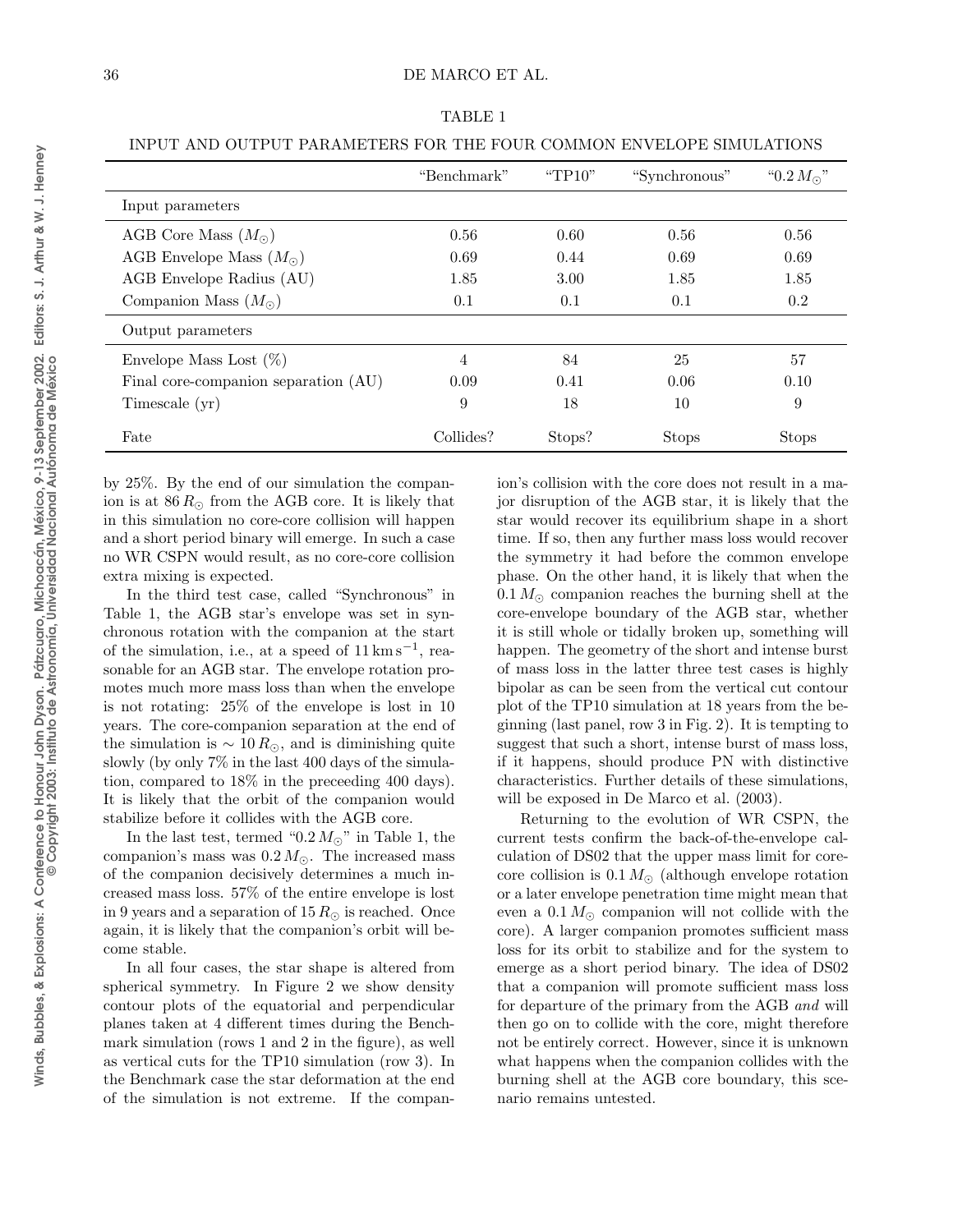TABLE 1

INPUT AND OUTPUT PARAMETERS FOR THE FOUR COMMON ENVELOPE SIMULATIONS

| | "Benchmark" | "TP10" | "Synchronous" | "$0.2\,M_{\odot}$" |
|---|---|---|---|---|
| Input parameters | | | | |
| AGB Core Mass ($M_{\odot}$) | 0.56 | 0.60 | 0.56 | 0.56 |
| AGB Envelope Mass ($M_{\odot}$) | 0.69 | 0.44 | 0.69 | 0.69 |
| AGB Envelope Radius (AU) | 1.85 | 3.00 | 1.85 | 1.85 |
| Companion Mass ($M_{\odot}$) | 0.1 | 0.1 | 0.1 | 0.2 |
| Output parameters | | | | |
| Envelope Mass Lost (%) | 4 | 84 | 25 | 57 |
| Final core-companion separation (AU) | 0.09 | 0.41 | 0.06 | 0.10 |
| Timescale (yr) | 9 | 18 | 10 | 9 |
| Fate | Collides? | Stops? | Stops | Stops |

by 25%. By the end of our simulation the companion is at $86\,R_{\odot}$ from the AGB core. It is likely that in this simulation no core-core collision will happen and a short period binary will emerge. In such a case no WR CSPN would result, as no core-core collision extra mixing is expected.

In the third test case, called "Synchronous" in Table 1, the AGB star's envelope was set in synchronous rotation with the companion at the start of the simulation, i.e., at a speed of $11\,\mathrm{km\,s^{-1}}$, reasonable for an AGB star. The envelope rotation promotes much more mass loss than when the envelope is not rotating: 25% of the envelope is lost in 10 years. The core-companion separation at the end of the simulation is $\sim 10\,R_{\odot}$, and is diminishing quite slowly (by only 7% in the last 400 days of the simulation, compared to 18% in the preceeding 400 days). It is likely that the orbit of the companion would stabilize before it collides with the AGB core.

In the last test, termed "$0.2\,M_{\odot}$" in Table 1, the companion's mass was $0.2\,M_{\odot}$. The increased mass of the companion decisively determines a much increased mass loss. 57% of the entire envelope is lost in 9 years and a separation of $15\,R_{\odot}$ is reached. Once again, it is likely that the companion's orbit will become stable.

In all four cases, the star shape is altered from spherical symmetry. In Figure 2 we show density contour plots of the equatorial and perpendicular planes taken at 4 different times during the Benchmark simulation (rows 1 and 2 in the figure), as well as vertical cuts for the TP10 simulation (row 3). In the Benchmark case the star deformation at the end of the simulation is not extreme. If the companion's collision with the core does not result in a major disruption of the AGB star, it is likely that the star would recover its equilibrium shape in a short time. If so, then any further mass loss would recover the symmetry it had before the common envelope phase. On the other hand, it is likely that when the $0.1\,M_{\odot}$ companion reaches the burning shell at the core-envelope boundary of the AGB star, whether it is still whole or tidally broken up, something will happen. The geometry of the short and intense burst of mass loss in the latter three test cases is highly bipolar as can be seen from the vertical cut contour plot of the TP10 simulation at 18 years from the beginning (last panel, row 3 in Fig. 2). It is tempting to suggest that such a short, intense burst of mass loss, if it happens, should produce PN with distinctive characteristics. Further details of these simulations, will be exposed in De Marco et al. (2003).

Returning to the evolution of WR CSPN, the current tests confirm the back-of-the-envelope calculation of DS02 that the upper mass limit for core-core collision is $0.1\,M_{\odot}$ (although envelope rotation or a later envelope penetration time might mean that even a $0.1\,M_{\odot}$ companion will not collide with the core). A larger companion promotes sufficient mass loss for its orbit to stabilize and for the system to emerge as a short period binary. The idea of DS02 that a companion will promote sufficient mass loss for departure of the primary from the AGB *and* will then go on to collide with the core, might therefore not be entirely correct. However, since it is unknown what happens when the companion collides with the burning shell at the AGB core boundary, this scenario remains untested.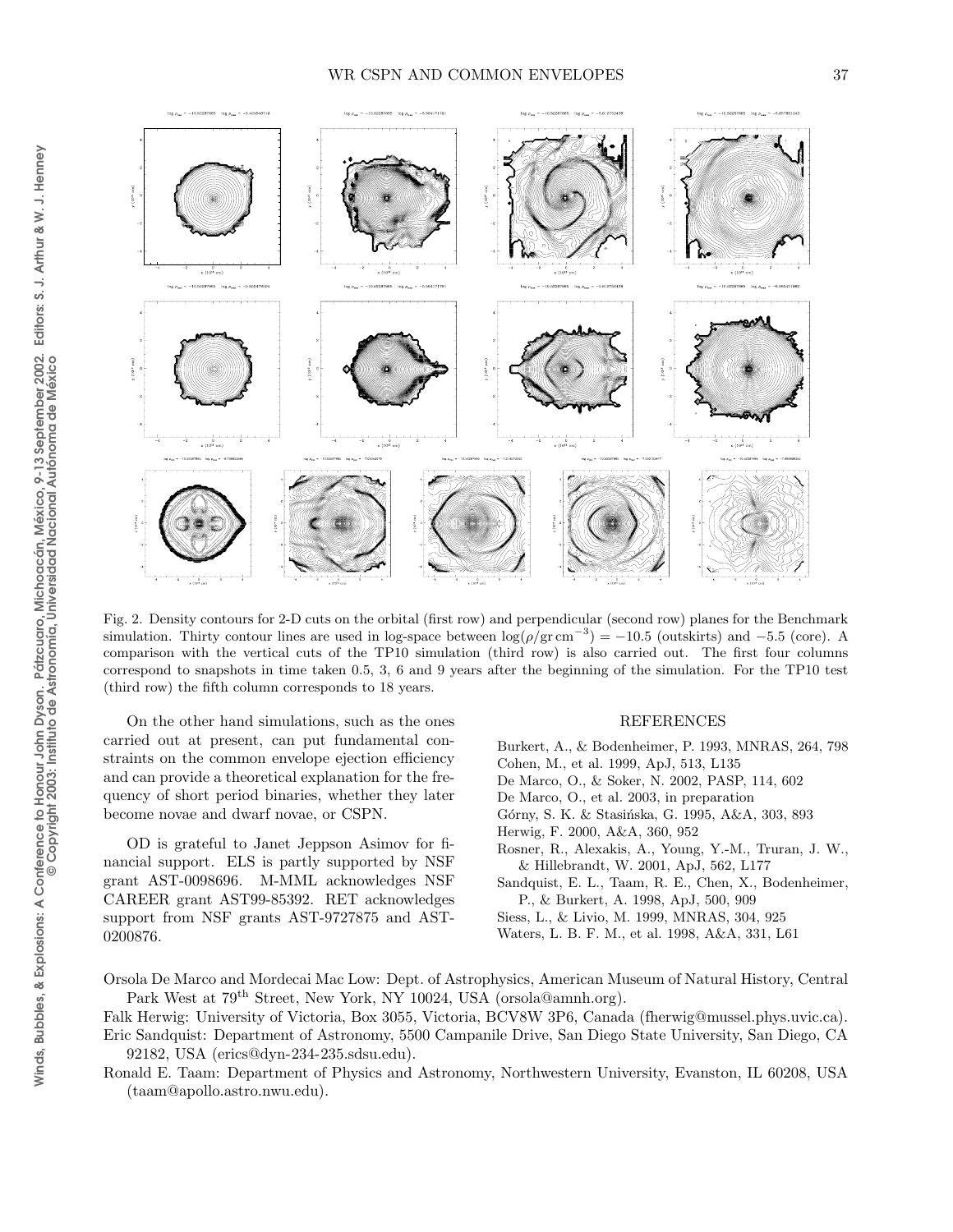Fig. 2. Density contours for 2-D cuts on the orbital (first row) and perpendicular (second row) planes for the Benchmark simulation. Thirty contour lines are used in log-space between $\log(\rho/\mathrm{gr\,cm^{-3}}) = -10.5$ (outskirts) and $-5.5$ (core). A comparison with the vertical cuts of the TP10 simulation (third row) is also carried out. The first four columns correspond to snapshots in time taken 0.5, 3, 6 and 9 years after the beginning of the simulation. For the TP10 test (third row) the fifth column corresponds to 18 years.

On the other hand simulations, such as the ones carried out at present, can put fundamental constraints on the common envelope ejection efficiency and can provide a theoretical explanation for the frequency of short period binaries, whether they later become novae and dwarf novae, or CSPN.

OD is grateful to Janet Jeppson Asimov for financial support. ELS is partly supported by NSF grant AST-0098696. M-MML acknowledges NSF CAREER grant AST99-85392. RET acknowledges support from NSF grants AST-9727875 and AST-0200876.

## REFERENCES

Burkert, A., & Bodenheimer, P. 1993, MNRAS, 264, 798
Cohen, M., et al. 1999, ApJ, 513, L135
De Marco, O., & Soker, N. 2002, PASP, 114, 602
De Marco, O., et al. 2003, in preparation
Górny, S. K. & Stasińska, G. 1995, A&A, 303, 893
Herwig, F. 2000, A&A, 360, 952
Rosner, R., Alexakis, A., Young, Y.-M., Truran, J. W., & Hillebrandt, W. 2001, ApJ, 562, L177
Sandquist, E. L., Taam, R. E., Chen, X., Bodenheimer, P., & Burkert, A. 1998, ApJ, 500, 909
Siess, L., & Livio, M. 1999, MNRAS, 304, 925
Waters, L. B. F. M., et al. 1998, A&A, 331, L61

Orsola De Marco and Mordecai Mac Low: Dept. of Astrophysics, American Museum of Natural History, Central Park West at 79[th] Street, New York, NY 10024, USA (orsola@amnh.org).

Falk Herwig: University of Victoria, Box 3055, Victoria, BCV8W 3P6, Canada (fherwig@mussel.phys.uvic.ca).

Eric Sandquist: Department of Astronomy, 5500 Campanile Drive, San Diego State University, San Diego, CA 92182, USA (erics@dyn-234-235.sdsu.edu).

Ronald E. Taam: Department of Physics and Astronomy, Northwestern University, Evanston, IL 60208, USA (taam@apollo.astro.nwu.edu).